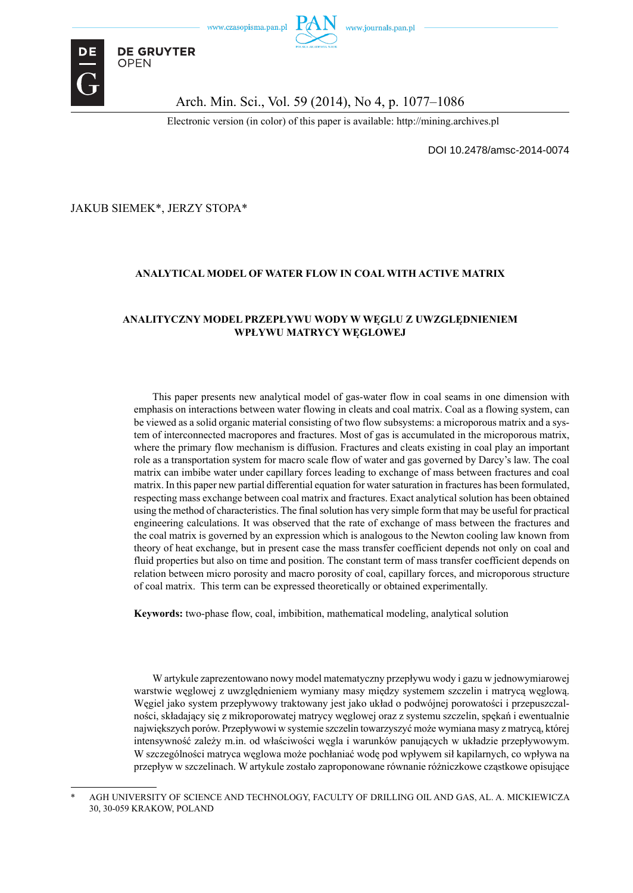Electronic version (in color) of this paper is available: http://mining.archives.pl

DOI 10.2478/amsc-2014-0074

JAKUB SIEMEK*, JERZY STOPA*

## ANALYTICAL MODEL OF WATER FLOW IN COAL WITH ACTIVE MATRIX

## ANALITYCZNY MODEL PRZEPŁYWU WODY W WĘGLU Z UWZGLĘDNIENIEM WPŁYWU MATRYCY WĘGLOWEJ

This paper presents new analytical model of gas-water flow in coal seams in one dimension with emphasis on interactions between water flowing in cleats and coal matrix. Coal as a flowing system, can be viewed as a solid organic material consisting of two flow subsystems: a microporous matrix and a system of interconnected macropores and fractures. Most of gas is accumulated in the microporous matrix, where the primary flow mechanism is diffusion. Fractures and cleats existing in coal play an important role as a transportation system for macro scale flow of water and gas governed by Darcy's law. The coal matrix can imbibe water under capillary forces leading to exchange of mass between fractures and coal matrix. In this paper new partial differential equation for water saturation in fractures has been formulated, respecting mass exchange between coal matrix and fractures. Exact analytical solution has been obtained using the method of characteristics. The final solution has very simple form that may be useful for practical engineering calculations. It was observed that the rate of exchange of mass between the fractures and the coal matrix is governed by an expression which is analogous to the Newton cooling law known from theory of heat exchange, but in present case the mass transfer coefficient depends not only on coal and fluid properties but also on time and position. The constant term of mass transfer coefficient depends on relation between micro porosity and macro porosity of coal, capillary forces, and microporous structure of coal matrix. This term can be expressed theoretically or obtained experimentally.

**Keywords:** two-phase flow, coal, imbibition, mathematical modeling, analytical solution

W artykule zaprezentowano nowy model matematyczny przepływu wody i gazu w jednowymiarowej warstwie węglowej z uwzględnieniem wymiany masy między systemem szczelin i matrycą węglową. Węgiel jako system przepływowy traktowany jest jako układ o podwójnej porowatości i przepuszczalności, składający się z mikroporowatej matrycy węglowej oraz z systemu szczelin, spękań i ewentualnie największych porów. Przepływowi w systemie szczelin towarzyszyć może wymiana masy z matrycą, której intensywność zależy m.in. od właściwości węgla i warunków panujących w układzie przepływowym. W szczególności matryca węglowa może pochłaniać wodę pod wpływem sił kapilarnych, co wpływa na przepływ w szczelinach. W artykule zostało zaproponowane równanie różniczkowe cząstkowe opisujące

\* AGH UNIVERSITY OF SCIENCE AND TECHNOLOGY, FACULTY OF DRILLING OIL AND GAS, AL. A. MICKIEWICZA 30, 30-059 KRAKOW, POLAND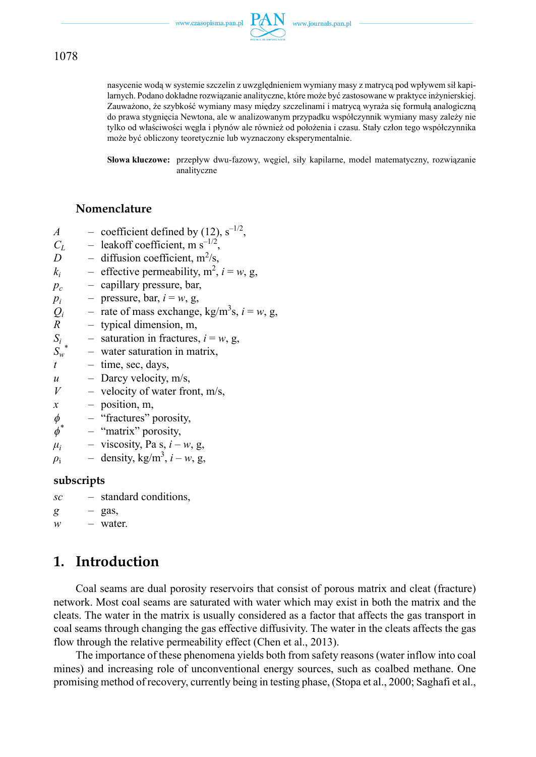nasycenie wodą w systemie szczelin z uwzględnieniem wymiany masy z matrycą pod wpływem sił kapilarnych. Podano dokładne rozwiązanie analityczne, które może być zastosowane w praktyce inżynierskiej. Zauważono, że szybkość wymiany masy między szczelinami i matrycą wyraża się formułą analogiczną do prawa stygnięcia Newtona, ale w analizowanym przypadku współczynnik wymiany masy zależy nie tylko od właściwości węgla i płynów ale również od położenia i czasu. Stały człon tego współczynnika może być obliczony teoretycznie lub wyznaczony eksperymentalnie.

**Słowa kluczowe:** przepływ dwu-fazowy, węgiel, siły kapilarne, model matematyczny, rozwiązanie analityczne

## Nomenclature

$A$ – coefficient defined by (12), $s^{-1/2}$,  
$C_L$ – leakoff coefficient, m $s^{-1/2}$,  
$D$ – diffusion coefficient, $m^2/s$,  
$k_i$ – effective permeability, $m^2$, $i = w$, g,  
$p_c$ – capillary pressure, bar,  
$p_i$ – pressure, bar, $i = w$, g,  
$Q_i$ – rate of mass exchange, $kg/m^3s$, $i = w$, g,  
$R$ – typical dimension, m,  
$S_i$ – saturation in fractures, $i = w$, g,  
$S_w^*$ – water saturation in matrix,  
$t$ – time, sec, days,  
$u$ – Darcy velocity, m/s,  
$V$ – velocity of water front, m/s,  
$x$ – position, m,  
$\phi$ – "fractures" porosity,  
$\phi^*$ – "matrix" porosity,  
$\mu_i$ – viscosity, Pa s, $i$ – $w$, g,  
$\rho_i$ – density, $kg/m^3$, $i$ – $w$, g,

### subscripts

$sc$ – standard conditions,  
$g$ – gas,  
$w$ – water.

## 1. Introduction

Coal seams are dual porosity reservoirs that consist of porous matrix and cleat (fracture) network. Most coal seams are saturated with water which may exist in both the matrix and the cleats. The water in the matrix is usually considered as a factor that affects the gas transport in coal seams through changing the gas effective diffusivity. The water in the cleats affects the gas flow through the relative permeability effect (Chen et al., 2013).

The importance of these phenomena yields both from safety reasons (water inflow into coal mines) and increasing role of unconventional energy sources, such as coalbed methane. One promising method of recovery, currently being in testing phase, (Stopa et al., 2000; Saghafi et al.,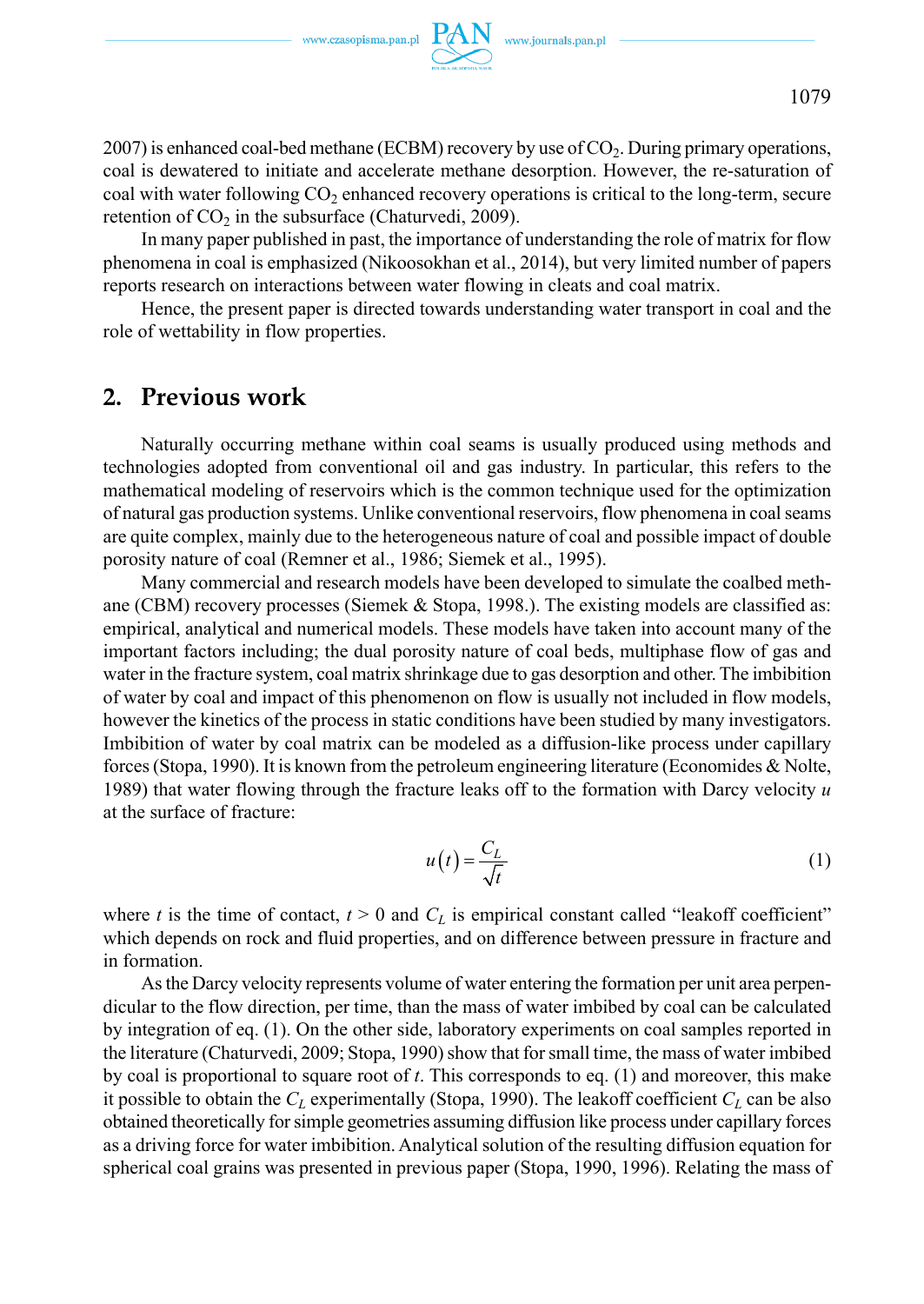2007) is enhanced coal-bed methane (ECBM) recovery by use of $CO_2$. During primary operations, coal is dewatered to initiate and accelerate methane desorption. However, the re-saturation of coal with water following $CO_2$ enhanced recovery operations is critical to the long-term, secure retention of $CO_2$ in the subsurface (Chaturvedi, 2009).

In many paper published in past, the importance of understanding the role of matrix for flow phenomena in coal is emphasized (Nikoosokhan et al., 2014), but very limited number of papers reports research on interactions between water flowing in cleats and coal matrix.

Hence, the present paper is directed towards understanding water transport in coal and the role of wettability in flow properties.

## 2. Previous work

Naturally occurring methane within coal seams is usually produced using methods and technologies adopted from conventional oil and gas industry. In particular, this refers to the mathematical modeling of reservoirs which is the common technique used for the optimization of natural gas production systems. Unlike conventional reservoirs, flow phenomena in coal seams are quite complex, mainly due to the heterogeneous nature of coal and possible impact of double porosity nature of coal (Remner et al., 1986; Siemek et al., 1995).

Many commercial and research models have been developed to simulate the coalbed methane (CBM) recovery processes (Siemek & Stopa, 1998.). The existing models are classified as: empirical, analytical and numerical models. These models have taken into account many of the important factors including; the dual porosity nature of coal beds, multiphase flow of gas and water in the fracture system, coal matrix shrinkage due to gas desorption and other. The imbibition of water by coal and impact of this phenomenon on flow is usually not included in flow models, however the kinetics of the process in static conditions have been studied by many investigators. Imbibition of water by coal matrix can be modeled as a diffusion-like process under capillary forces (Stopa, 1990). It is known from the petroleum engineering literature (Economides & Nolte, 1989) that water flowing through the fracture leaks off to the formation with Darcy velocity $u$ at the surface of fracture:

$$u(t) = \frac{C_L}{\sqrt{t}} \tag{1}$$

where $t$ is the time of contact, $t > 0$ and $C_L$ is empirical constant called "leakoff coefficient" which depends on rock and fluid properties, and on difference between pressure in fracture and in formation.

As the Darcy velocity represents volume of water entering the formation per unit area perpendicular to the flow direction, per time, than the mass of water imbibed by coal can be calculated by integration of eq. (1). On the other side, laboratory experiments on coal samples reported in the literature (Chaturvedi, 2009; Stopa, 1990) show that for small time, the mass of water imbibed by coal is proportional to square root of $t$. This corresponds to eq. (1) and moreover, this make it possible to obtain the $C_L$ experimentally (Stopa, 1990). The leakoff coefficient $C_L$ can be also obtained theoretically for simple geometries assuming diffusion like process under capillary forces as a driving force for water imbibition. Analytical solution of the resulting diffusion equation for spherical coal grains was presented in previous paper (Stopa, 1990, 1996). Relating the mass of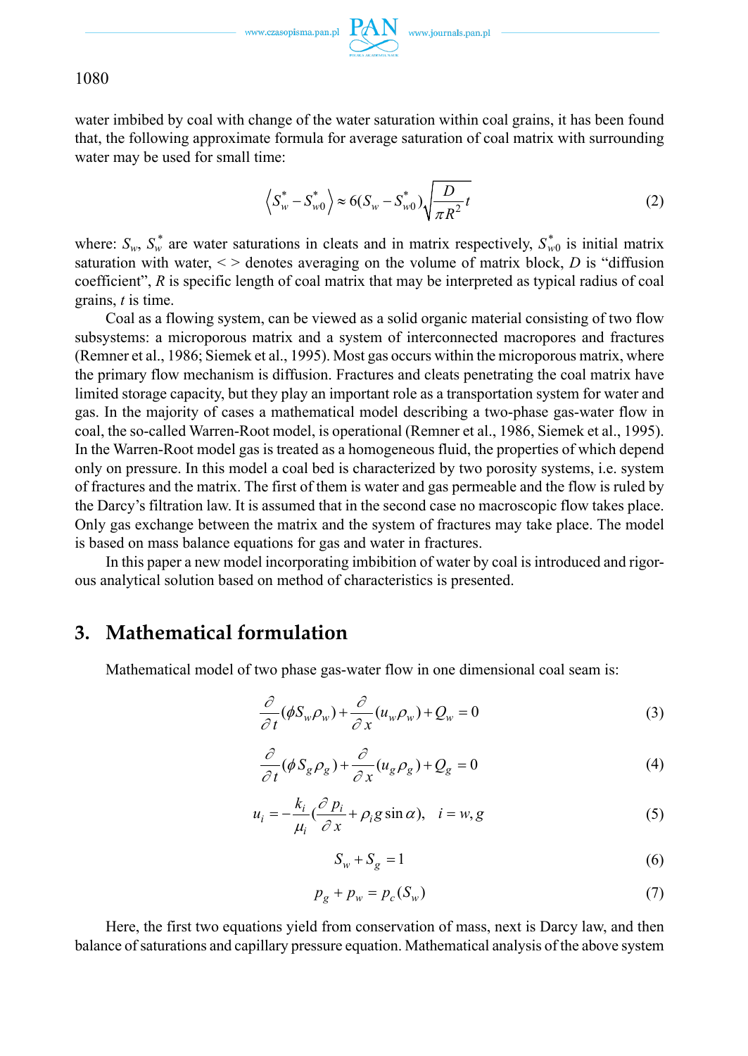water imbibed by coal with change of the water saturation within coal grains, it has been found that, the following approximate formula for average saturation of coal matrix with surrounding water may be used for small time:

$$\left\langle S_w^* - S_{w0}^* \right\rangle \approx 6(S_w - S_{w0}^*)\sqrt{\frac{D}{\pi R^2}t} \tag{2}$$

where: $S_w$, $S_w^*$ are water saturations in cleats and in matrix respectively, $S_{w0}^*$ is initial matrix saturation with water, < > denotes averaging on the volume of matrix block, $D$ is "diffusion coefficient", $R$ is specific length of coal matrix that may be interpreted as typical radius of coal grains, $t$ is time.

Coal as a flowing system, can be viewed as a solid organic material consisting of two flow subsystems: a microporous matrix and a system of interconnected macropores and fractures (Remner et al., 1986; Siemek et al., 1995). Most gas occurs within the microporous matrix, where the primary flow mechanism is diffusion. Fractures and cleats penetrating the coal matrix have limited storage capacity, but they play an important role as a transportation system for water and gas. In the majority of cases a mathematical model describing a two-phase gas-water flow in coal, the so-called Warren-Root model, is operational (Remner et al., 1986, Siemek et al., 1995). In the Warren-Root model gas is treated as a homogeneous fluid, the properties of which depend only on pressure. In this model a coal bed is characterized by two porosity systems, i.e. system of fractures and the matrix. The first of them is water and gas permeable and the flow is ruled by the Darcy's filtration law. It is assumed that in the second case no macroscopic flow takes place. Only gas exchange between the matrix and the system of fractures may take place. The model is based on mass balance equations for gas and water in fractures.

In this paper a new model incorporating imbibition of water by coal is introduced and rigorous analytical solution based on method of characteristics is presented.

## 3. Mathematical formulation

Mathematical model of two phase gas-water flow in one dimensional coal seam is:

$$\frac{\partial}{\partial t}(\phi S_w \rho_w) + \frac{\partial}{\partial x}(u_w \rho_w) + Q_w = 0 \tag{3}$$

$$\frac{\partial}{\partial t}(\phi S_g \rho_g) + \frac{\partial}{\partial x}(u_g \rho_g) + Q_g = 0 \tag{4}$$

$$u_i = -\frac{k_i}{\mu_i}\left(\frac{\partial p_i}{\partial x} + \rho_i g \sin\alpha\right), \quad i = w, g \tag{5}$$

$$S_w + S_g = 1 \tag{6}$$

$$p_g + p_w = p_c(S_w) \tag{7}$$

Here, the first two equations yield from conservation of mass, next is Darcy law, and then balance of saturations and capillary pressure equation. Mathematical analysis of the above system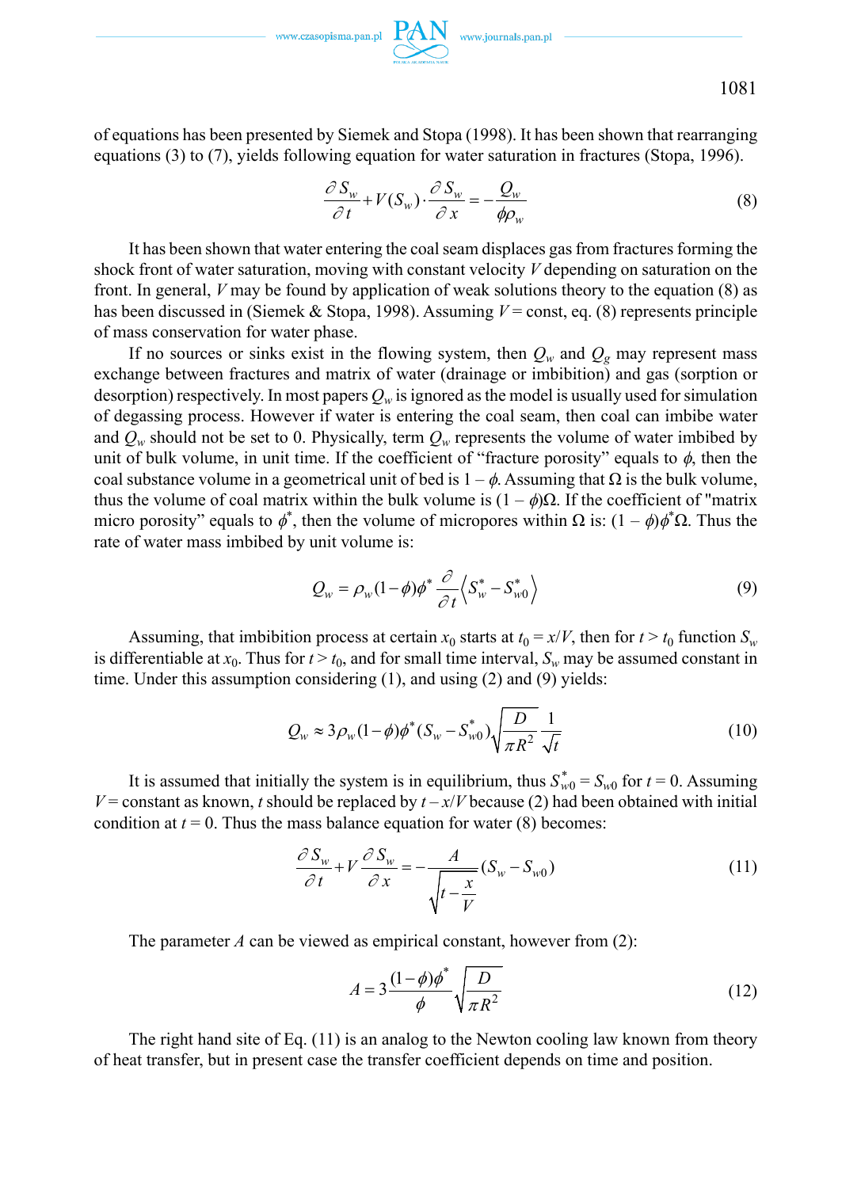of equations has been presented by Siemek and Stopa (1998). It has been shown that rearranging equations (3) to (7), yields following equation for water saturation in fractures (Stopa, 1996).

$$\frac{\partial S_w}{\partial t} + V(S_w) \cdot \frac{\partial S_w}{\partial x} = -\frac{Q_w}{\phi \rho_w} \tag{8}$$

It has been shown that water entering the coal seam displaces gas from fractures forming the shock front of water saturation, moving with constant velocity $V$ depending on saturation on the front. In general, $V$ may be found by application of weak solutions theory to the equation (8) as has been discussed in (Siemek & Stopa, 1998). Assuming $V$ = const, eq. (8) represents principle of mass conservation for water phase.

If no sources or sinks exist in the flowing system, then $Q_w$ and $Q_g$ may represent mass exchange between fractures and matrix of water (drainage or imbibition) and gas (sorption or desorption) respectively. In most papers $Q_w$ is ignored as the model is usually used for simulation of degassing process. However if water is entering the coal seam, then coal can imbibe water and $Q_w$ should not be set to 0. Physically, term $Q_w$ represents the volume of water imbibed by unit of bulk volume, in unit time. If the coefficient of "fracture porosity" equals to $\phi$, then the coal substance volume in a geometrical unit of bed is $1 - \phi$. Assuming that $\Omega$ is the bulk volume, thus the volume of coal matrix within the bulk volume is $(1 - \phi)\Omega$. If the coefficient of "matrix micro porosity" equals to $\phi^*$, then the volume of micropores within $\Omega$ is: $(1 - \phi)\phi^*\Omega$. Thus the rate of water mass imbibed by unit volume is:

$$Q_w = \rho_w (1-\phi)\phi^* \frac{\partial}{\partial t}\left\langle S_w^* - S_{w0}^* \right\rangle \tag{9}$$

Assuming, that imbibition process at certain $x_0$ starts at $t_0 = x/V$, then for $t > t_0$ function $S_w$ is differentiable at $x_0$. Thus for $t > t_0$, and for small time interval, $S_w$ may be assumed constant in time. Under this assumption considering (1), and using (2) and (9) yields:

$$Q_w \approx 3\rho_w (1-\phi)\phi^* (S_w - S_{w0}^*)\sqrt{\frac{D}{\pi R^2}}\frac{1}{\sqrt{t}} \tag{10}$$

It is assumed that initially the system is in equilibrium, thus $S_{w0}^* = S_{w0}$ for $t = 0$. Assuming $V$ = constant as known, $t$ should be replaced by $t - x/V$ because (2) had been obtained with initial condition at $t = 0$. Thus the mass balance equation for water (8) becomes:

$$\frac{\partial S_w}{\partial t} + V\frac{\partial S_w}{\partial x} = -\frac{A}{\sqrt{t - \dfrac{x}{V}}}(S_w - S_{w0}) \tag{11}$$

The parameter $A$ can be viewed as empirical constant, however from (2):

$$A = 3\frac{(1-\phi)\phi^*}{\phi}\sqrt{\frac{D}{\pi R^2}} \tag{12}$$

The right hand site of Eq. (11) is an analog to the Newton cooling law known from theory of heat transfer, but in present case the transfer coefficient depends on time and position.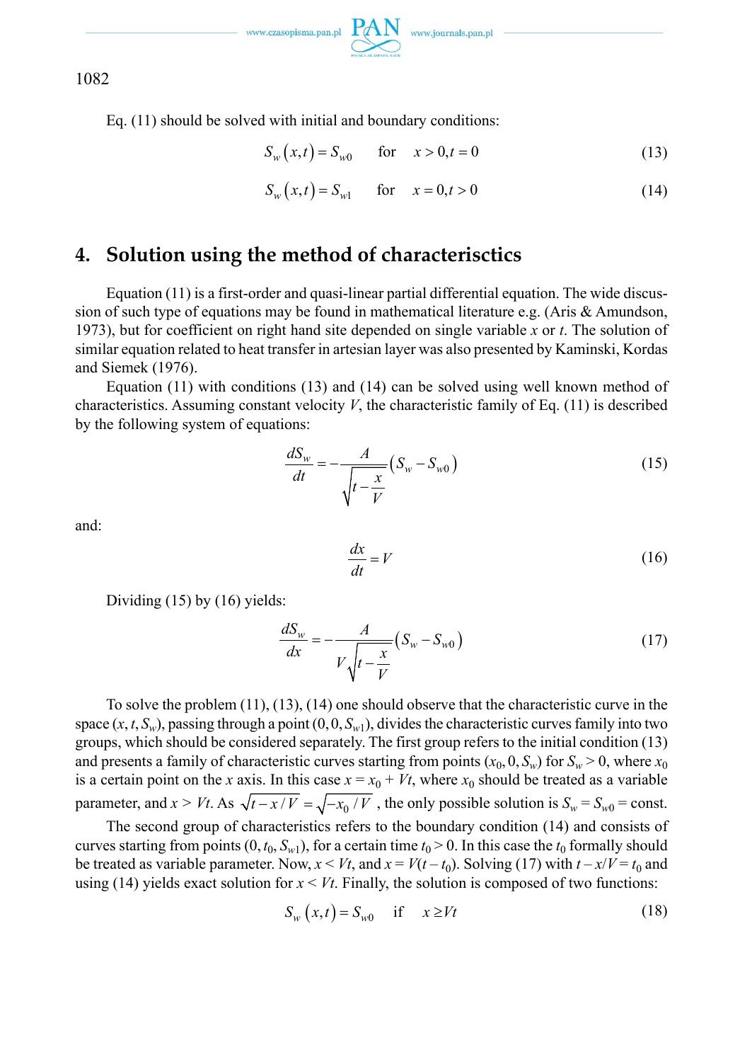Eq. (11) should be solved with initial and boundary conditions:

$$S_w(x,t) = S_{w0} \quad \text{for} \quad x > 0, t = 0 \tag{13}$$

$$S_w(x,t) = S_{w1} \quad \text{for} \quad x = 0, t > 0 \tag{14}$$

## 4. Solution using the method of characterisctics

Equation (11) is a first-order and quasi-linear partial differential equation. The wide discussion of such type of equations may be found in mathematical literature e.g. (Aris & Amundson, 1973), but for coefficient on right hand site depended on single variable $x$ or $t$. The solution of similar equation related to heat transfer in artesian layer was also presented by Kaminski, Kordas and Siemek (1976).

Equation (11) with conditions (13) and (14) can be solved using well known method of characteristics. Assuming constant velocity $V$, the characteristic family of Eq. (11) is described by the following system of equations:

$$\frac{dS_w}{dt} = -\frac{A}{\sqrt{t - \frac{x}{V}}}\left(S_w - S_{w0}\right) \tag{15}$$

and:

$$\frac{dx}{dt} = V \tag{16}$$

Dividing (15) by (16) yields:

$$\frac{dS_w}{dx} = -\frac{A}{V\sqrt{t - \frac{x}{V}}}\left(S_w - S_{w0}\right) \tag{17}$$

To solve the problem (11), (13), (14) one should observe that the characteristic curve in the space $(x, t, S_w)$, passing through a point $(0, 0, S_{w1})$, divides the characteristic curves family into two groups, which should be considered separately. The first group refers to the initial condition (13) and presents a family of characteristic curves starting from points $(x_0, 0, S_w)$ for $S_w > 0$, where $x_0$ is a certain point on the $x$ axis. In this case $x = x_0 + Vt$, where $x_0$ should be treated as a variable parameter, and $x > Vt$. As $\sqrt{t - x/V} = \sqrt{-x_0/V}$ , the only possible solution is $S_w = S_{w0} = \text{const.}$

The second group of characteristics refers to the boundary condition (14) and consists of curves starting from points $(0, t_0, S_{w1})$, for a certain time $t_0 > 0$. In this case the $t_0$ formally should be treated as variable parameter. Now, $x < Vt$, and $x = V(t - t_0)$. Solving (17) with $t - x/V = t_0$ and using (14) yields exact solution for $x < Vt$. Finally, the solution is composed of two functions:

$$S_w(x,t) = S_{w0} \quad \text{if} \quad x \geq Vt \tag{18}$$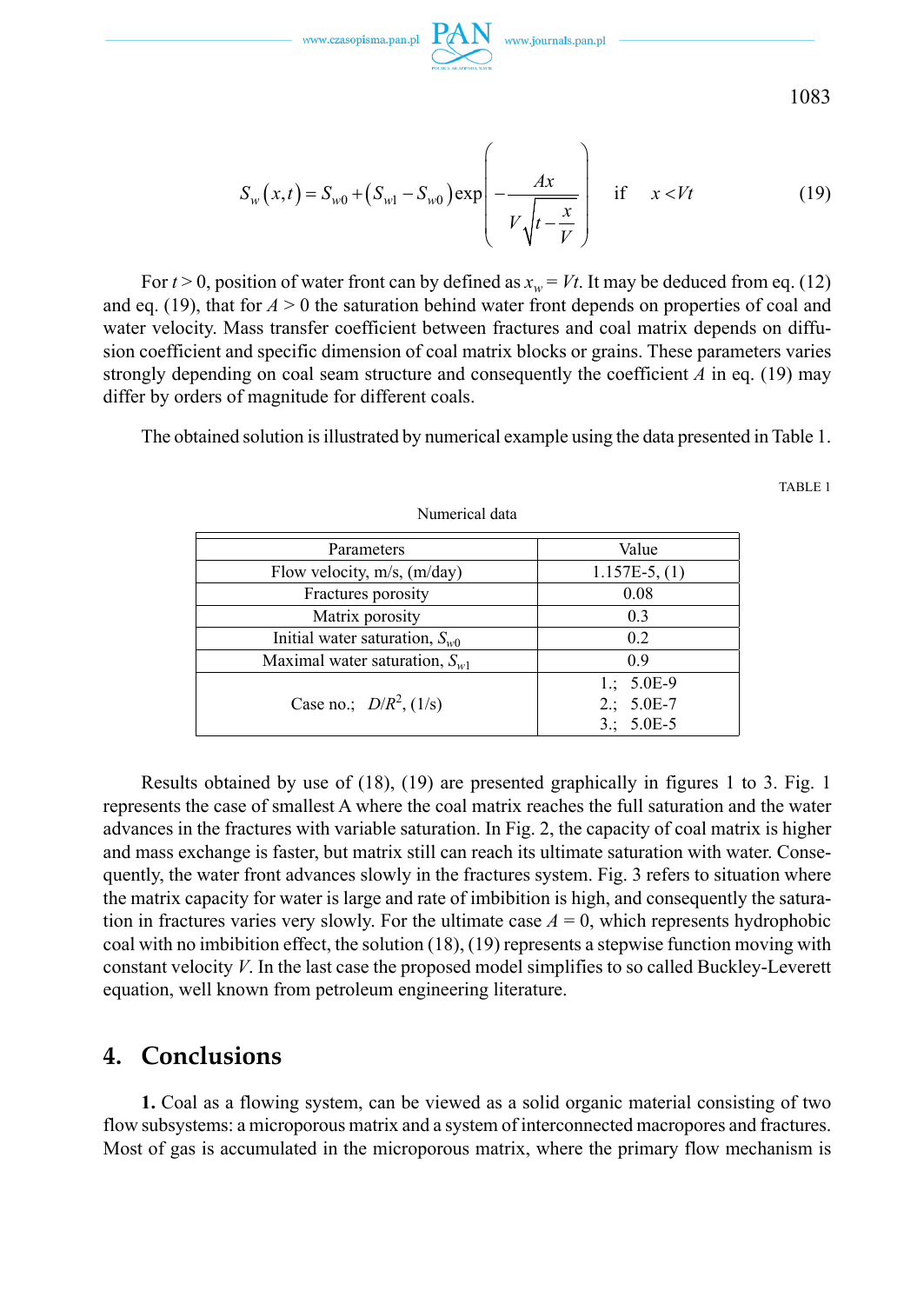$$S_w(x,t) = S_{w0} + (S_{w1} - S_{w0})\exp\left(-\frac{Ax}{V\sqrt{t-\frac{x}{V}}}\right) \quad \text{if} \quad x < Vt \tag{19}$$

For $t > 0$, position of water front can by defined as $x_w = Vt$. It may be deduced from eq. (12) and eq. (19), that for $A > 0$ the saturation behind water front depends on properties of coal and water velocity. Mass transfer coefficient between fractures and coal matrix depends on diffusion coefficient and specific dimension of coal matrix blocks or grains. These parameters varies strongly depending on coal seam structure and consequently the coefficient $A$ in eq. (19) may differ by orders of magnitude for different coals.

The obtained solution is illustrated by numerical example using the data presented in Table 1.

TABLE 1

Numerical data

| Parameters | Value |
|---|---|
| Flow velocity, m/s, (m/day) | 1.157E-5, (1) |
| Fractures porosity | 0.08 |
| Matrix porosity | 0.3 |
| Initial water saturation, $S_{w0}$ | 0.2 |
| Maximal water saturation, $S_{w1}$ | 0.9 |
| Case no.; $D/R^2$, (1/s) | 1.; 5.0E-9<br>2.; 5.0E-7<br>3.; 5.0E-5 |

Results obtained by use of (18), (19) are presented graphically in figures 1 to 3. Fig. 1 represents the case of smallest A where the coal matrix reaches the full saturation and the water advances in the fractures with variable saturation. In Fig. 2, the capacity of coal matrix is higher and mass exchange is faster, but matrix still can reach its ultimate saturation with water. Consequently, the water front advances slowly in the fractures system. Fig. 3 refers to situation where the matrix capacity for water is large and rate of imbibition is high, and consequently the saturation in fractures varies very slowly. For the ultimate case $A = 0$, which represents hydrophobic coal with no imbibition effect, the solution (18), (19) represents a stepwise function moving with constant velocity $V$. In the last case the proposed model simplifies to so called Buckley-Leverett equation, well known from petroleum engineering literature.

## 4. Conclusions

**1.** Coal as a flowing system, can be viewed as a solid organic material consisting of two flow subsystems: a microporous matrix and a system of interconnected macropores and fractures. Most of gas is accumulated in the microporous matrix, where the primary flow mechanism is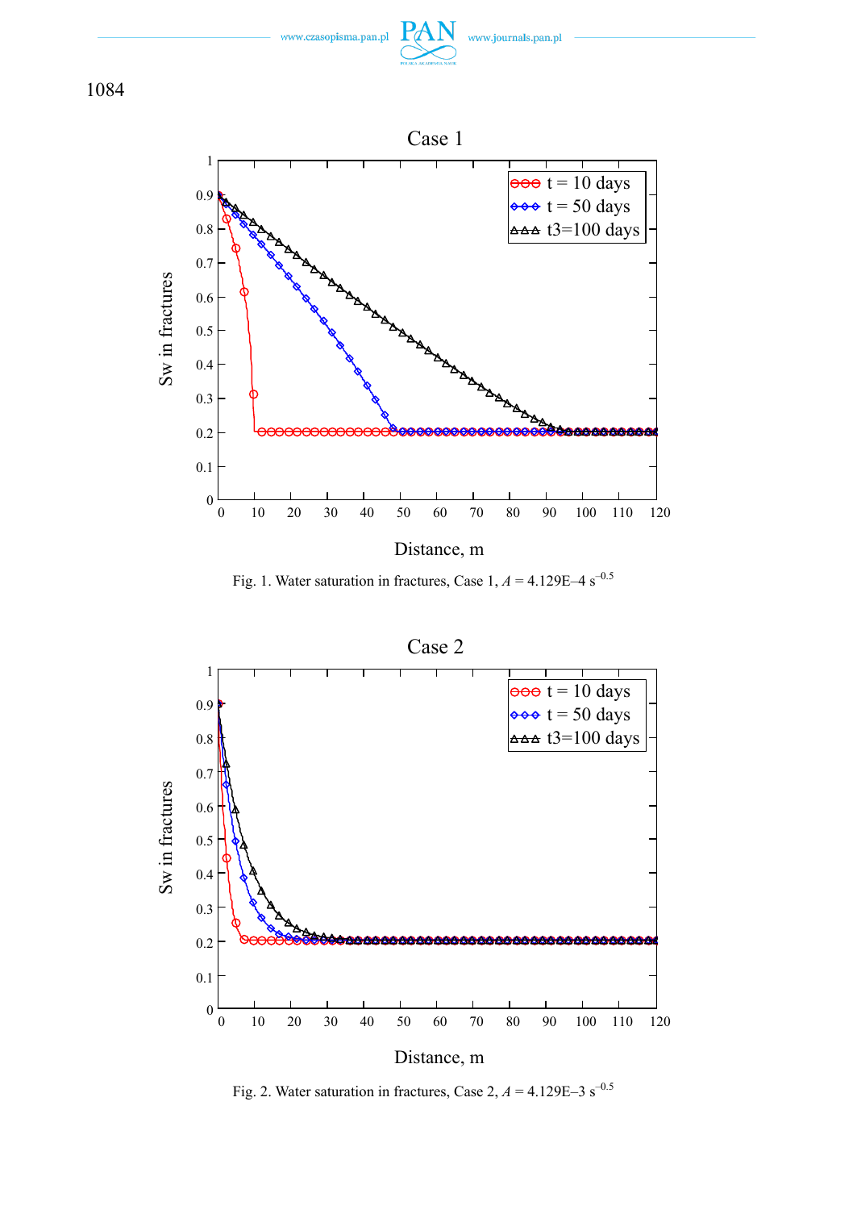Fig. 1. Water saturation in fractures, Case 1, $A$ = 4.129E–4 $s^{-0.5}$

Fig. 2. Water saturation in fractures, Case 2, $A$ = 4.129E–3 $s^{-0.5}$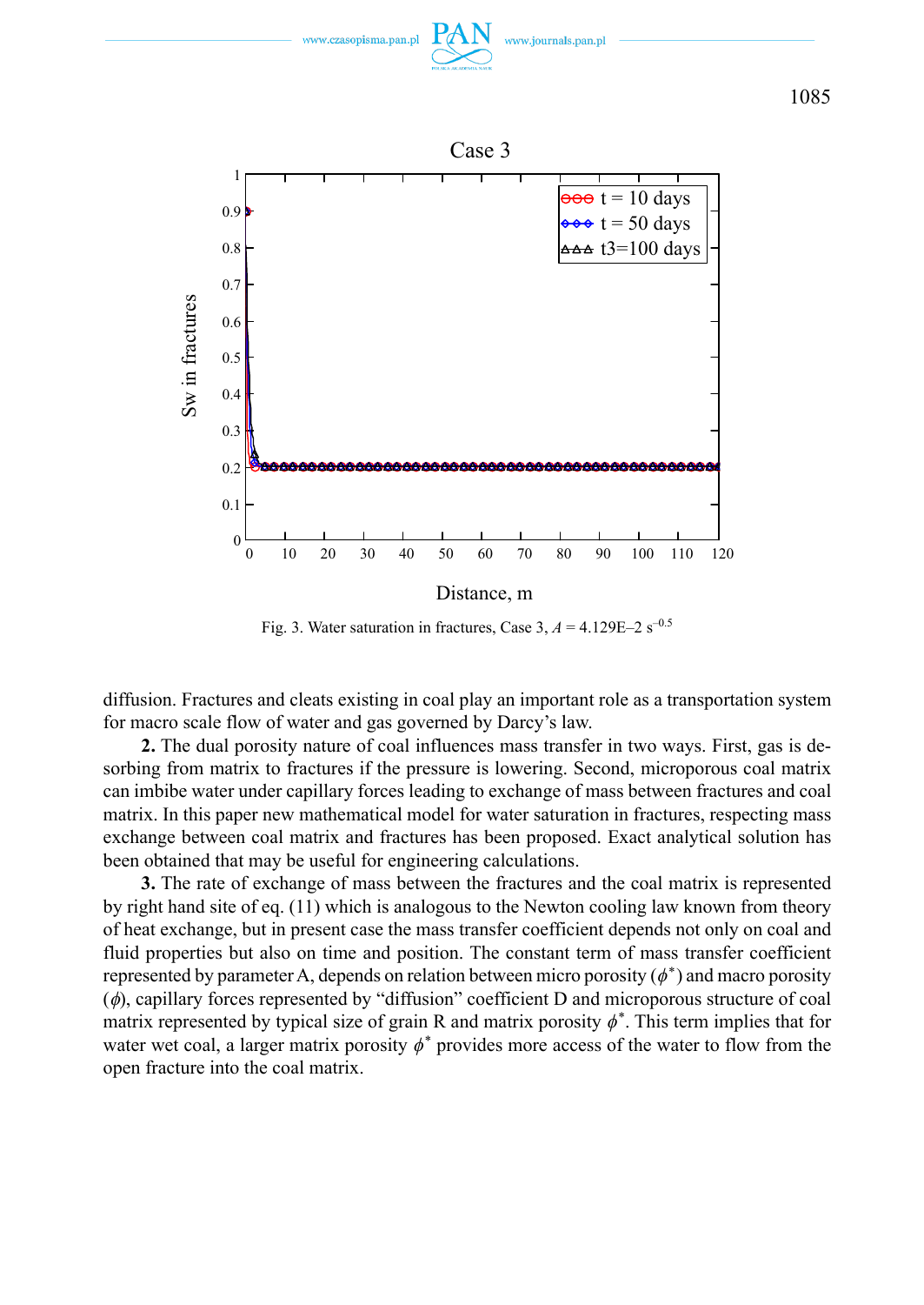Fig. 3. Water saturation in fractures, Case 3, $A$ = 4.129E–2 s$^{-0.5}$

diffusion. Fractures and cleats existing in coal play an important role as a transportation system for macro scale flow of water and gas governed by Darcy's law.

**2.** The dual porosity nature of coal influences mass transfer in two ways. First, gas is desorbing from matrix to fractures if the pressure is lowering. Second, microporous coal matrix can imbibe water under capillary forces leading to exchange of mass between fractures and coal matrix. In this paper new mathematical model for water saturation in fractures, respecting mass exchange between coal matrix and fractures has been proposed. Exact analytical solution has been obtained that may be useful for engineering calculations.

**3.** The rate of exchange of mass between the fractures and the coal matrix is represented by right hand site of eq. (11) which is analogous to the Newton cooling law known from theory of heat exchange, but in present case the mass transfer coefficient depends not only on coal and fluid properties but also on time and position. The constant term of mass transfer coefficient represented by parameter A, depends on relation between micro porosity ($\phi^*$) and macro porosity ($\phi$), capillary forces represented by "diffusion" coefficient D and microporous structure of coal matrix represented by typical size of grain R and matrix porosity $\phi^*$. This term implies that for water wet coal, a larger matrix porosity $\phi^*$ provides more access of the water to flow from the open fracture into the coal matrix.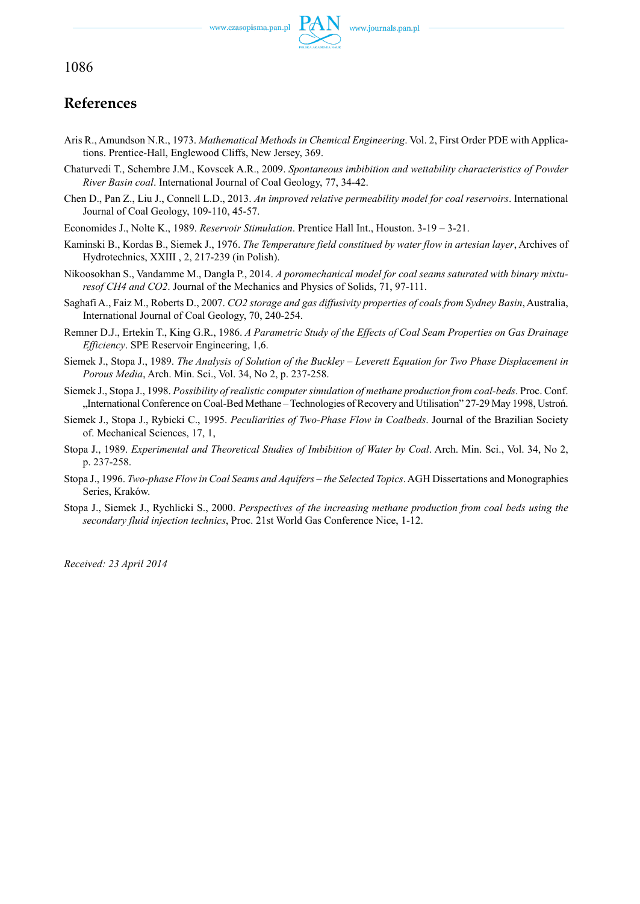## References

Aris R., Amundson N.R., 1973. *Mathematical Methods in Chemical Engineering*. Vol. 2, First Order PDE with Applications. Prentice-Hall, Englewood Cliffs, New Jersey, 369.

Chaturvedi T., Schembre J.M., Kovscek A.R., 2009. *Spontaneous imbibition and wettability characteristics of Powder River Basin coal*. International Journal of Coal Geology, 77, 34-42.

Chen D., Pan Z., Liu J., Connell L.D., 2013. *An improved relative permeability model for coal reservoirs*. International Journal of Coal Geology, 109-110, 45-57.

Economides J., Nolte K., 1989. *Reservoir Stimulation*. Prentice Hall Int., Houston. 3-19 – 3-21.

Kaminski B., Kordas B., Siemek J., 1976. *The Temperature field constitued by water flow in artesian layer*, Archives of Hydrotechnics, XXIII , 2, 217-239 (in Polish).

Nikoosokhan S., Vandamme M., Dangla P., 2014. *A poromechanical model for coal seams saturated with binary mixturesof CH4 and CO2*. Journal of the Mechanics and Physics of Solids, 71, 97-111.

Saghafi A., Faiz M., Roberts D., 2007. *CO2 storage and gas diffusivity properties of coals from Sydney Basin*, Australia, International Journal of Coal Geology, 70, 240-254.

Remner D.J., Ertekin T., King G.R., 1986. *A Parametric Study of the Effects of Coal Seam Properties on Gas Drainage Efficiency*. SPE Reservoir Engineering, 1,6.

Siemek J., Stopa J., 1989. *The Analysis of Solution of the Buckley – Leverett Equation for Two Phase Displacement in Porous Media*, Arch. Min. Sci., Vol. 34, No 2, p. 237-258.

Siemek J., Stopa J., 1998. *Possibility of realistic computer simulation of methane production from coal-beds*. Proc. Conf. „International Conference on Coal-Bed Methane – Technologies of Recovery and Utilisation" 27-29 May 1998, Ustroń.

Siemek J., Stopa J., Rybicki C., 1995. *Peculiarities of Two-Phase Flow in Coalbeds*. Journal of the Brazilian Society of. Mechanical Sciences, 17, 1,

Stopa J., 1989. *Experimental and Theoretical Studies of Imbibition of Water by Coal*. Arch. Min. Sci., Vol. 34, No 2, p. 237-258.

Stopa J., 1996. *Two-phase Flow in Coal Seams and Aquifers – the Selected Topics*. AGH Dissertations and Monographies Series, Kraków.

Stopa J., Siemek J., Rychlicki S., 2000. *Perspectives of the increasing methane production from coal beds using the secondary fluid injection technics*, Proc. 21st World Gas Conference Nice, 1-12.

*Received: 23 April 2014*